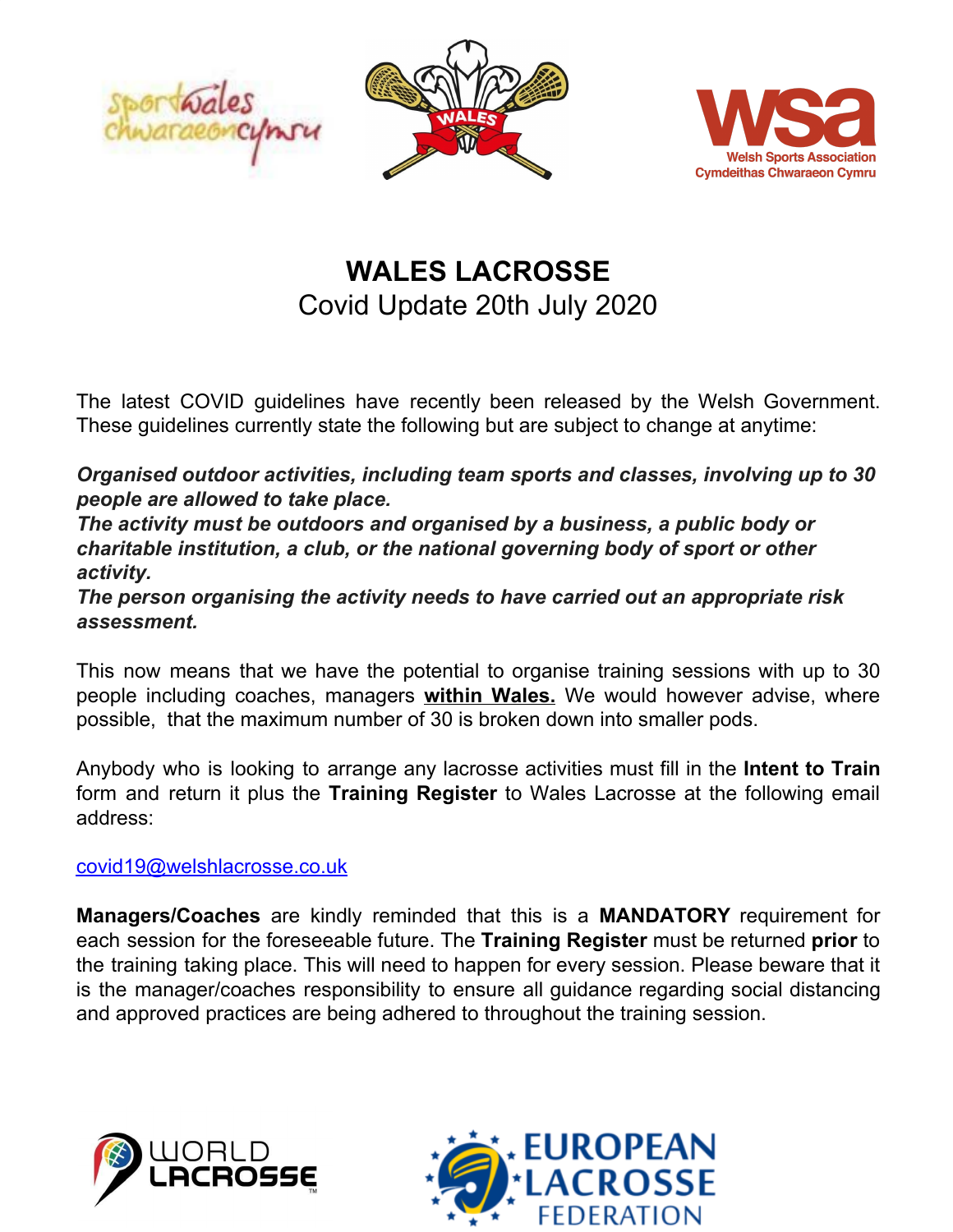# WALES LACROSSE

Covid Update 20th July 2020

The latest COVID guidelines have recently been released by the Welsh Government. These guidelines currently state the following but are subject to change at anytime:

***Organised outdoor activities, including team sports and classes, involving up to 30 people are allowed to take place.***
***The activity must be outdoors and organised by a business, a public body or charitable institution, a club, or the national governing body of sport or other activity.***
***The person organising the activity needs to have carried out an appropriate risk assessment.***

This now means that we have the potential to organise training sessions with up to 30 people including coaches, managers **within Wales.** We would however advise, where possible, that the maximum number of 30 is broken down into smaller pods.

Anybody who is looking to arrange any lacrosse activities must fill in the **Intent to Train** form and return it plus the **Training Register** to Wales Lacrosse at the following email address:

covid19@welshlacrosse.co.uk

**Managers/Coaches** are kindly reminded that this is a **MANDATORY** requirement for each session for the foreseeable future. The **Training Register** must be returned **prior** to the training taking place. This will need to happen for every session. Please beware that it is the manager/coaches responsibility to ensure all guidance regarding social distancing and approved practices are being adhered to throughout the training session.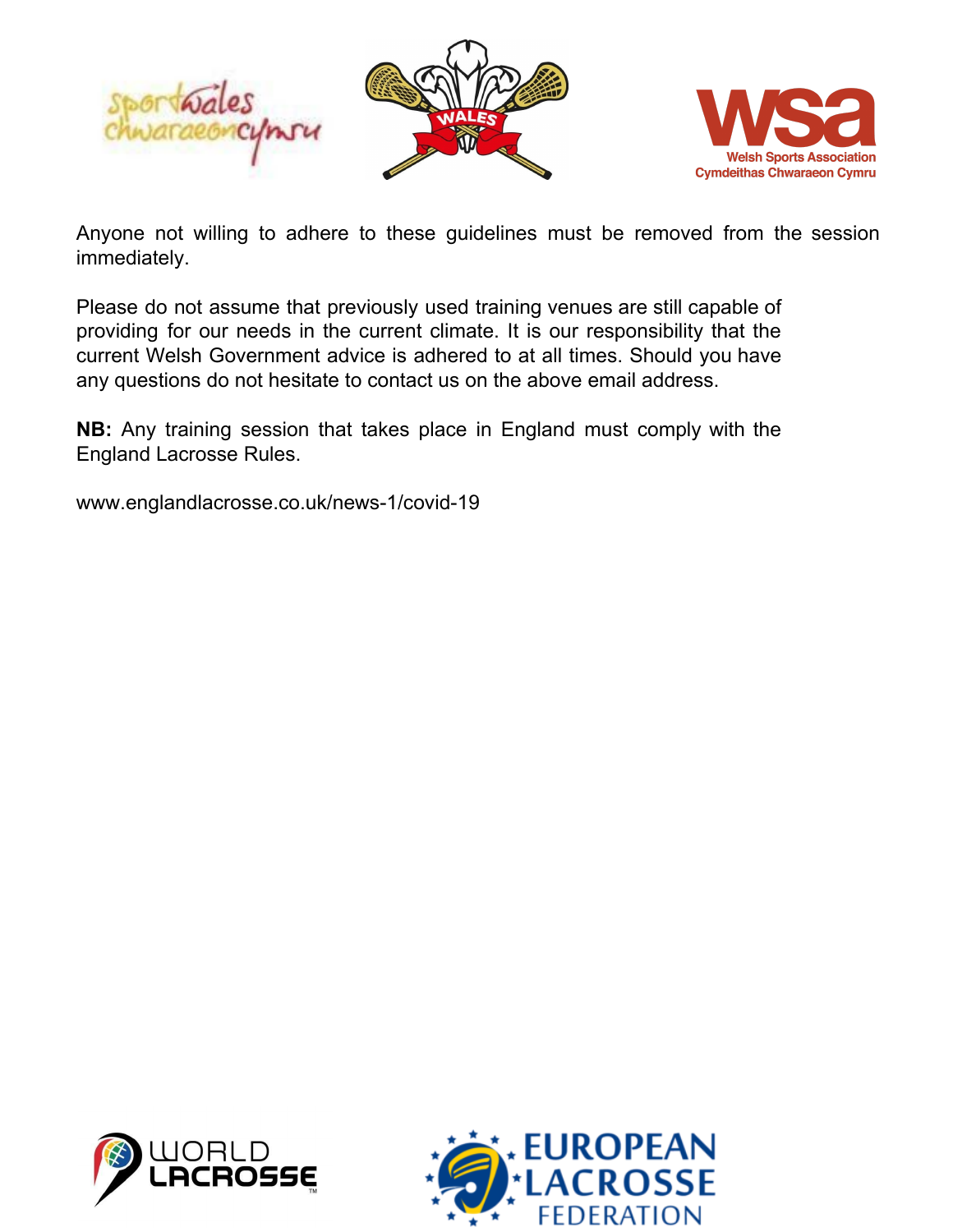Anyone not willing to adhere to these guidelines must be removed from the session immediately.

Please do not assume that previously used training venues are still capable of providing for our needs in the current climate. It is our responsibility that the current Welsh Government advice is adhered to at all times. Should you have any questions do not hesitate to contact us on the above email address.

**NB:** Any training session that takes place in England must comply with the England Lacrosse Rules.

www.englandlacrosse.co.uk/news-1/covid-19